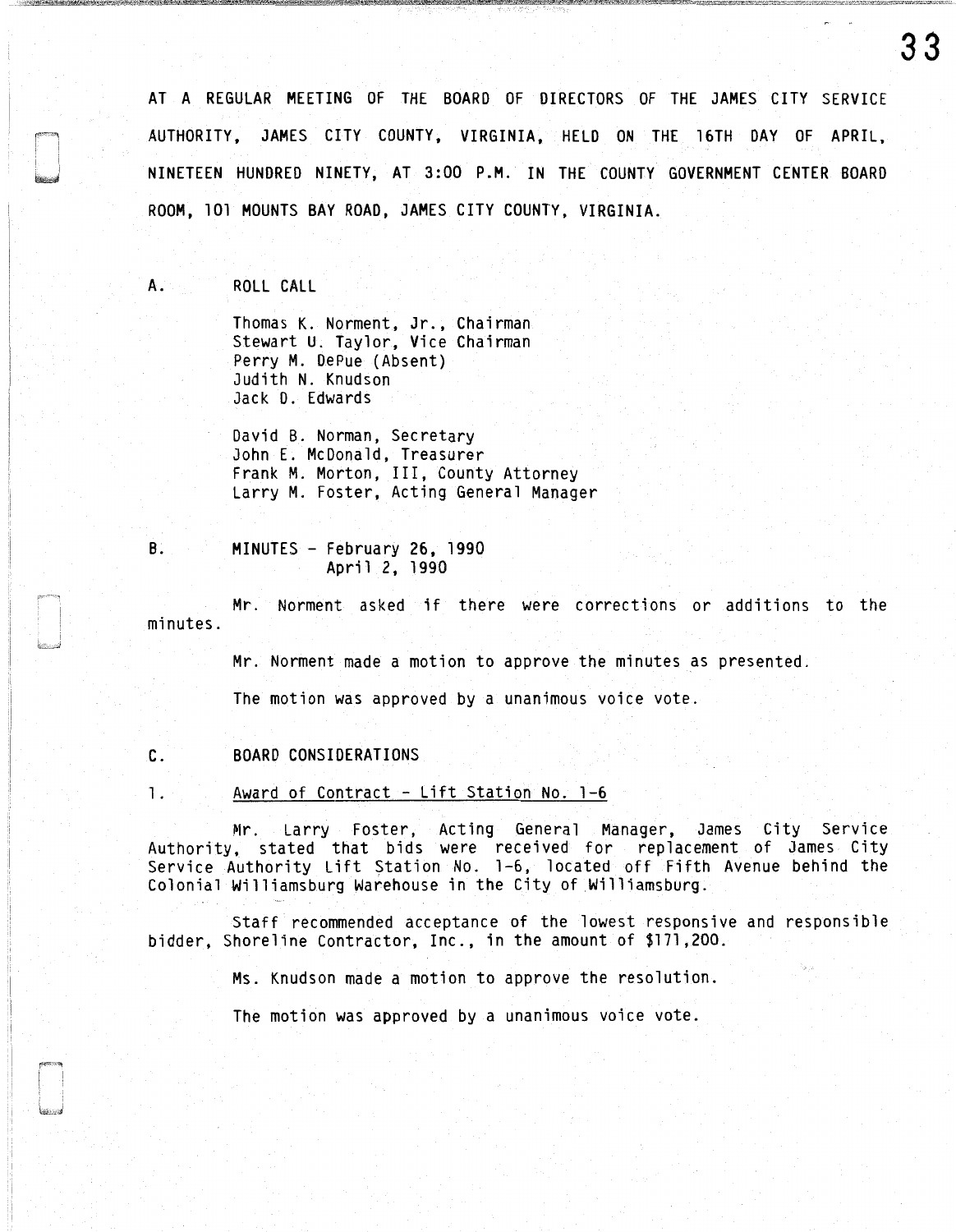AT A REGULAR MEETING OF THE BOARD OF DIRECTORS OF THE JAMES CITY SERVICE AUTHORITY, JAMES CITY COUNTY, VIRGINIA, HELD ON THE 16TH DAY OF APRIL, NINETEEN HUNDRED NINETY, AT 3:00 P.M. IN THE COUNTY GOVERNMENT CENTER BOARD ROOM, 101 MOUNTS BAY ROAD, JAMES CITY COUNTY, VIRGINIA.

A. ROLL CALL

Thomas K. Norment, Jr., Chairman
Stewart U. Taylor, Vice Chairman
Perry M. DePue (Absent)
Judith N. Knudson
Jack D. Edwards

David B. Norman, Secretary
John E. McDonald, Treasurer
Frank M. Morton, III, County Attorney
Larry M. Foster, Acting General Manager

B. MINUTES - February 26, 1990
April 2, 1990

Mr. Norment asked if there were corrections or additions to the minutes.

Mr. Norment made a motion to approve the minutes as presented.

The motion was approved by a unanimous voice vote.

C. BOARD CONSIDERATIONS

1. Award of Contract - Lift Station No. 1-6

Mr. Larry Foster, Acting General Manager, James City Service Authority, stated that bids were received for replacement of James City Service Authority Lift Station No. 1-6, located off Fifth Avenue behind the Colonial Williamsburg Warehouse in the City of Williamsburg.

Staff recommended acceptance of the lowest responsive and responsible bidder, Shoreline Contractor, Inc., in the amount of $171,200.

Ms. Knudson made a motion to approve the resolution.

The motion was approved by a unanimous voice vote.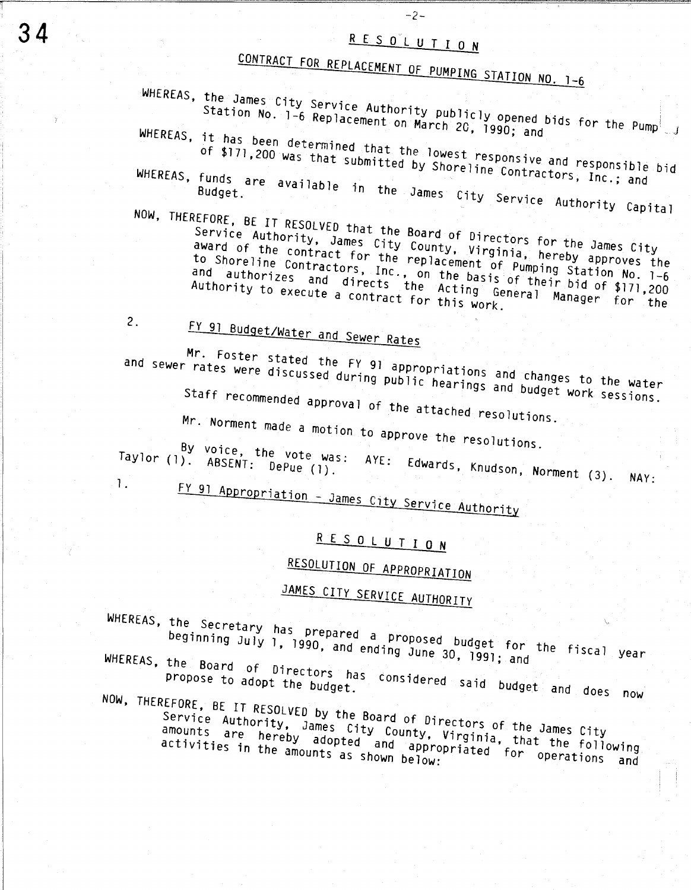## R E S O L U T I O N

### CONTRACT FOR REPLACEMENT OF PUMPING STATION NO. 1-6

WHEREAS, the James City Service Authority publicly opened bids for the Pump Station No. 1-6 Replacement on March 20, 1990; and

WHEREAS, it has been determined that the lowest responsive and responsible bid of $171,200 was that submitted by Shoreline Contractors, Inc.; and

WHEREAS, funds are available in the James City Service Authority Capital Budget.

NOW, THEREFORE, BE IT RESOLVED that the Board of Directors for the James City Service Authority, James City County, Virginia, hereby approves the award of the contract for the replacement of Pumping Station No. 1-6 to Shoreline Contractors, Inc., on the basis of their bid of $171,200 and authorizes and directs the Acting General Manager for the Authority to execute a contract for this work.

2. FY 91 Budget/Water and Sewer Rates

Mr. Foster stated the FY 91 appropriations and changes to the water and sewer rates were discussed during public hearings and budget work sessions.

Staff recommended approval of the attached resolutions.

Mr. Norment made a motion to approve the resolutions.

By voice, the vote was: AYE: Edwards, Knudson, Norment (3). NAY: Taylor (1). ABSENT: DePue (1).

1. FY 91 Appropriation - James City Service Authority

## R E S O L U T I O N

### RESOLUTION OF APPROPRIATION

### JAMES CITY SERVICE AUTHORITY

WHEREAS, the Secretary has prepared a proposed budget for the fiscal year beginning July 1, 1990, and ending June 30, 1991; and

WHEREAS, the Board of Directors has considered said budget and does now propose to adopt the budget.

NOW, THEREFORE, BE IT RESOLVED by the Board of Directors of the James City Service Authority, James City County, Virginia, that the following amounts are hereby adopted and appropriated for operations and activities in the amounts as shown below: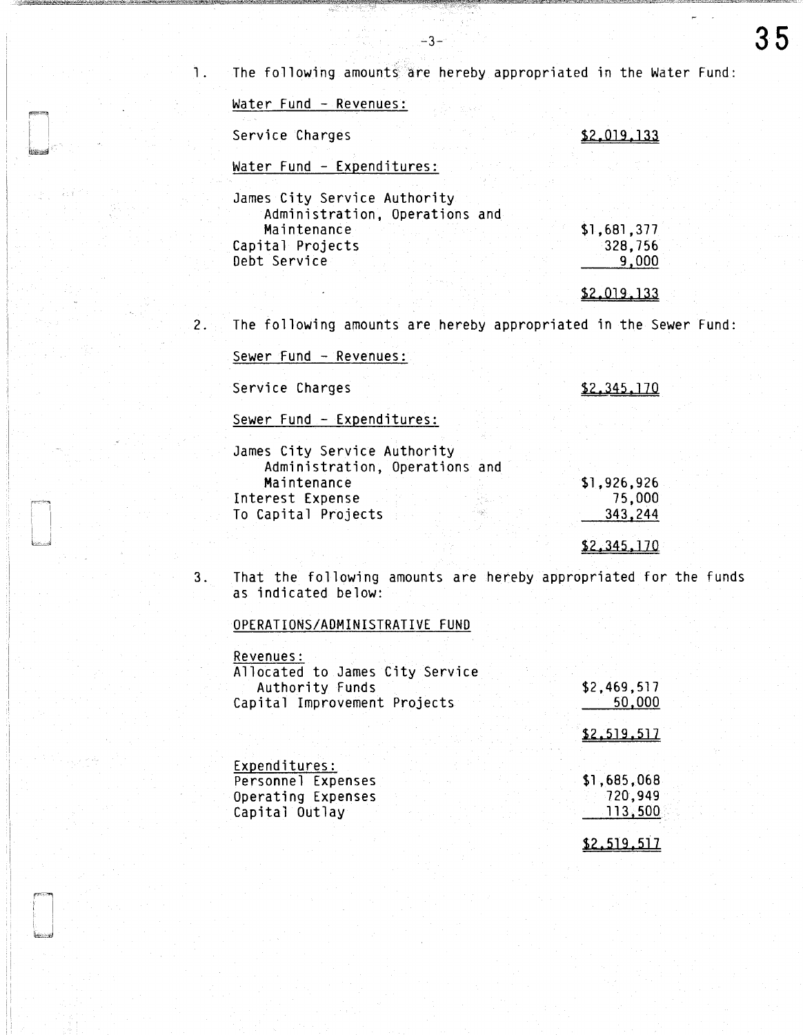1. The following amounts are hereby appropriated in the Water Fund:

   Water Fund - Revenues:

   | | |
   |---|---:|
   | Service Charges | $2,019,133 |

   Water Fund - Expenditures:

   | | |
   |---|---:|
   | James City Service Authority Administration, Operations and Maintenance | $1,681,377 |
   | Capital Projects | 328,756 |
   | Debt Service | 9,000 |
   | | $2,019,133 |

2. The following amounts are hereby appropriated in the Sewer Fund:

   Sewer Fund - Revenues:

   | | |
   |---|---:|
   | Service Charges | $2,345,170 |

   Sewer Fund - Expenditures:

   | | |
   |---|---:|
   | James City Service Authority Administration, Operations and Maintenance | $1,926,926 |
   | Interest Expense | 75,000 |
   | To Capital Projects | 343,244 |
   | | $2,345,170 |

3. That the following amounts are hereby appropriated for the funds as indicated below:

   OPERATIONS/ADMINISTRATIVE FUND

   Revenues:

   | | |
   |---|---:|
   | Allocated to James City Service Authority Funds | $2,469,517 |
   | Capital Improvement Projects | 50,000 |
   | | $2,519,517 |

   Expenditures:

   | | |
   |---|---:|
   | Personnel Expenses | $1,685,068 |
   | Operating Expenses | 720,949 |
   | Capital Outlay | 113,500 |
   | | $2,519,517 |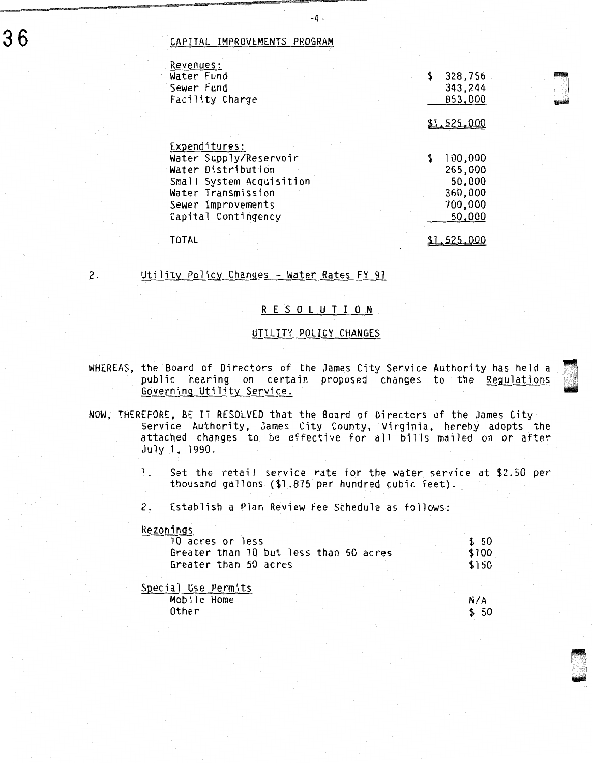## CAPITAL IMPROVEMENTS PROGRAM

| Revenues: | |
|---|---|
| Water Fund | $ 328,756 |
| Sewer Fund | 343,244 |
| Facility Charge | 853,000 |
| | $1,525,000 |

| Expenditures: | |
|---|---|
| Water Supply/Reservoir | $ 100,000 |
| Water Distribution | 265,000 |
| Small System Acquisition | 50,000 |
| Water Transmission | 360,000 |
| Sewer Improvements | 700,000 |
| Capital Contingency | 50,000 |
| TOTAL | $1,525,000 |

2. Utility Policy Changes - Water Rates FY 91

### R E S O L U T I O N

### UTILITY POLICY CHANGES

WHEREAS, the Board of Directors of the James City Service Authority has held a public hearing on certain proposed changes to the Regulations Governing Utility Service.

NOW, THEREFORE, BE IT RESOLVED that the Board of Directors of the James City Service Authority, James City County, Virginia, hereby adopts the attached changes to be effective for all bills mailed on or after July 1, 1990.

1. Set the retail service rate for the water service at $2.50 per thousand gallons ($1.875 per hundred cubic feet).

2. Establish a Plan Review Fee Schedule as follows:

| Rezonings | |
|---|---|
| 10 acres or less | $ 50 |
| Greater than 10 but less than 50 acres | $100 |
| Greater than 50 acres | $150 |

| Special Use Permits | |
|---|---|
| Mobile Home | N/A |
| Other | $ 50 |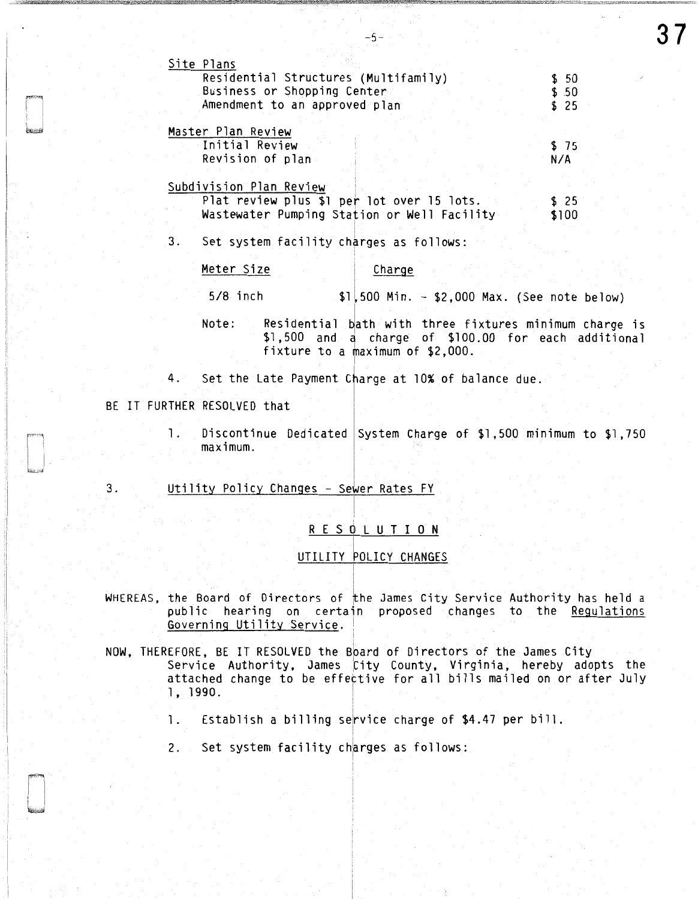Site Plans

| | |
|---|---|
| Residential Structures (Multifamily) | $ 50 |
| Business or Shopping Center | $ 50 |
| Amendment to an approved plan | $ 25 |

Master Plan Review

| | |
|---|---|
| Initial Review | $ 75 |
| Revision of plan | N/A |

Subdivision Plan Review

| | |
|---|---|
| Plat review plus $1 per lot over 15 lots. | $ 25 |
| Wastewater Pumping Station or Well Facility | $100 |

3. Set system facility charges as follows:

| Meter Size | Charge |
|---|---|
| 5/8 inch | $1,500 Min. - $2,000 Max. (See note below) |

Note: Residential bath with three fixtures minimum charge is $1,500 and a charge of $100.00 for each additional fixture to a maximum of $2,000.

4. Set the Late Payment Charge at 10% of balance due.

BE IT FURTHER RESOLVED that

1. Discontinue Dedicated System Charge of $1,500 minimum to $1,750 maximum.

3. Utility Policy Changes - Sewer Rates FY

## RESOLUTION

### UTILITY POLICY CHANGES

WHEREAS, the Board of Directors of the James City Service Authority has held a public hearing on certain proposed changes to the Regulations Governing Utility Service.

NOW, THEREFORE, BE IT RESOLVED the Board of Directors of the James City Service Authority, James City County, Virginia, hereby adopts the attached change to be effective for all bills mailed on or after July 1, 1990.

1. Establish a billing service charge of $4.47 per bill.

2. Set system facility charges as follows: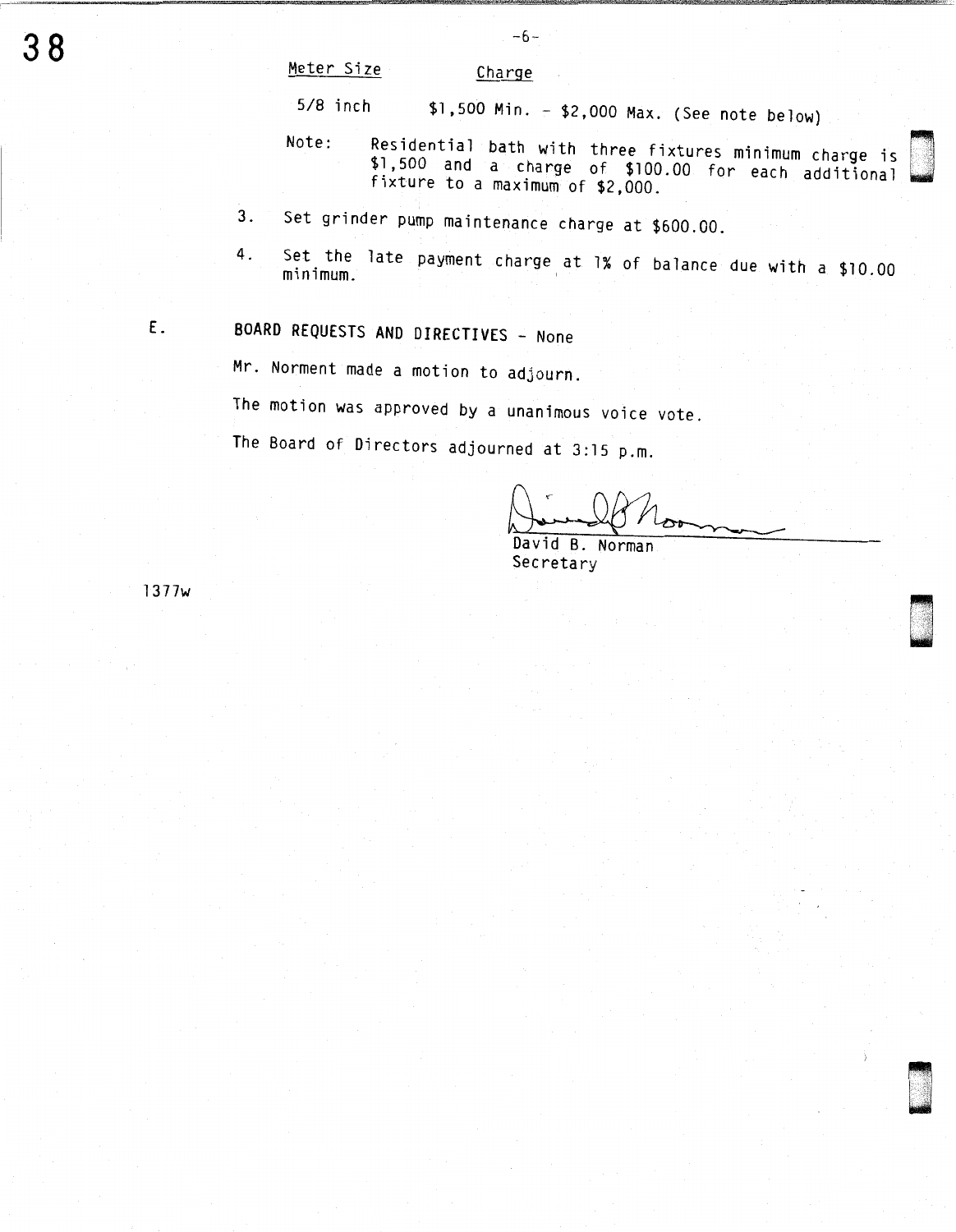| Meter Size | Charge |
|---|---|
| 5/8 inch | $1,500 Min. - $2,000 Max. (See note below) |

Note: Residential bath with three fixtures minimum charge is $1,500 and a charge of $100.00 for each additional fixture to a maximum of $2,000.

3. Set grinder pump maintenance charge at $600.00.

4. Set the late payment charge at 1% of balance due with a $10.00 minimum.

E. **BOARD REQUESTS AND DIRECTIVES** - None

Mr. Norment made a motion to adjourn.

The motion was approved by a unanimous voice vote.

The Board of Directors adjourned at 3:15 p.m.

David B. Norman
Secretary

1377w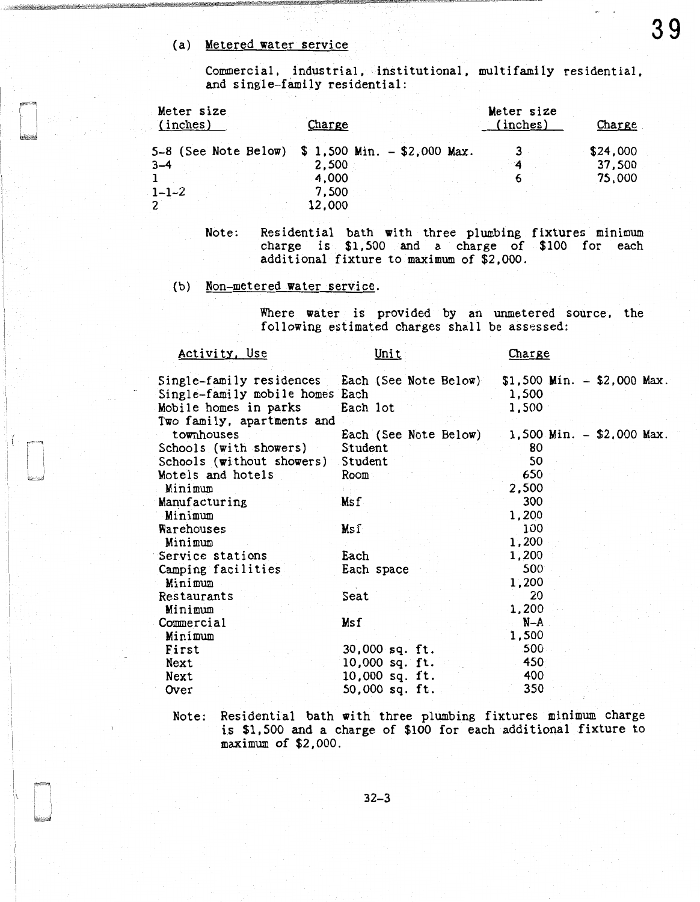(a) Metered water service

Commercial, industrial, institutional, multifamily residential, and single-family residential:

| Meter size (inches) | Charge | Meter size (inches) | Charge |
|---|---|---|---|
| 5-8 (See Note Below) | $ 1,500 Min. - $2,000 Max. | 3 | $24,000 |
| 3-4 | 2,500 | 4 | 37,500 |
| 1 | 4,000 | 6 | 75,000 |
| 1-1-2 | 7,500 | | |
| 2 | 12,000 | | |

Note: Residential bath with three plumbing fixtures minimum charge is $1,500 and a charge of $100 for each additional fixture to maximum of $2,000.

(b) Non-metered water service.

Where water is provided by an unmetered source, the following estimated charges shall be assessed:

| Activity, Use | Unit | Charge |
|---|---|---|
| Single-family residences | Each (See Note Below) | $1,500 Min. - $2,000 Max. |
| Single-family mobile homes | Each | 1,500 |
| Mobile homes in parks | Each lot | 1,500 |
| Two family, apartments and townhouses | Each (See Note Below) | 1,500 Min. - $2,000 Max. |
| Schools (with showers) | Student | 80 |
| Schools (without showers) | Student | 50 |
| Motels and hotels | Room | 650 |
| Minimum | | 2,500 |
| Manufacturing | Msf | 300 |
| Minimum | | 1,200 |
| Warehouses | Msf | 100 |
| Minimum | | 1,200 |
| Service stations | Each | 1,200 |
| Camping facilities | Each space | 500 |
| Minimum | | 1,200 |
| Restaurants | Seat | 20 |
| Minimum | | 1,200 |
| Commercial | Msf | N-A |
| Minimum | | 1,500 |
| First | 30,000 sq. ft. | 500 |
| Next | 10,000 sq. ft. | 450 |
| Next | 10,000 sq. ft. | 400 |
| Over | 50,000 sq. ft. | 350 |

Note: Residential bath with three plumbing fixtures minimum charge is $1,500 and a charge of $100 for each additional fixture to maximum of $2,000.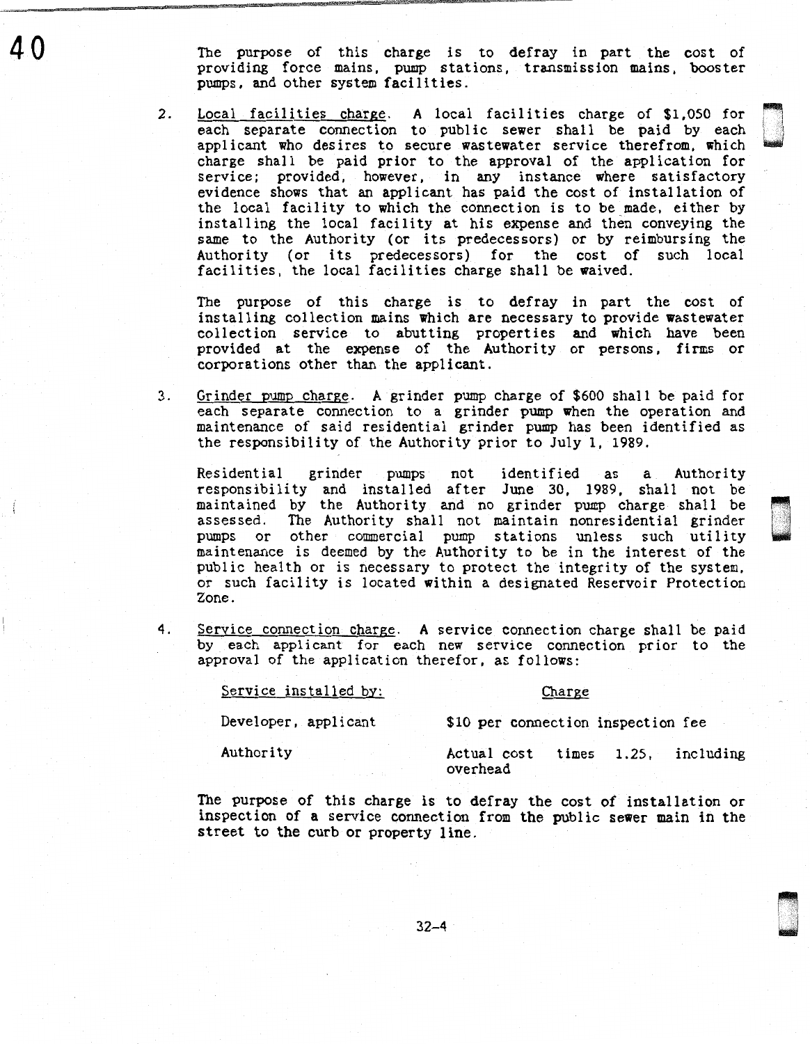The purpose of this charge is to defray in part the cost of providing force mains, pump stations, transmission mains, booster pumps, and other system facilities.

2. Local facilities charge. A local facilities charge of $1,050 for each separate connection to public sewer shall be paid by each applicant who desires to secure wastewater service therefrom, which charge shall be paid prior to the approval of the application for service; provided, however, in any instance where satisfactory evidence shows that an applicant has paid the cost of installation of the local facility to which the connection is to be made, either by installing the local facility at his expense and then conveying the same to the Authority (or its predecessors) or by reimbursing the Authority (or its predecessors) for the cost of such local facilities, the local facilities charge shall be waived.

   The purpose of this charge is to defray in part the cost of installing collection mains which are necessary to provide wastewater collection service to abutting properties and which have been provided at the expense of the Authority or persons, firms or corporations other than the applicant.

3. Grinder pump charge. A grinder pump charge of $600 shall be paid for each separate connection to a grinder pump when the operation and maintenance of said residential grinder pump has been identified as the responsibility of the Authority prior to July 1, 1989.

   Residential grinder pumps not identified as a Authority responsibility and installed after June 30, 1989, shall not be maintained by the Authority and no grinder pump charge shall be assessed. The Authority shall not maintain nonresidential grinder pumps or other commercial pump stations unless such utility maintenance is deemed by the Authority to be in the interest of the public health or is necessary to protect the integrity of the system, or such facility is located within a designated Reservoir Protection Zone.

4. Service connection charge. A service connection charge shall be paid by each applicant for each new service connection prior to the approval of the application therefor, as follows:

| Service installed by: | Charge |
|---|---|
| Developer, applicant | $10 per connection inspection fee |
| Authority | Actual cost times 1.25, including overhead |

   The purpose of this charge is to defray the cost of installation or inspection of a service connection from the public sewer main in the street to the curb or property line.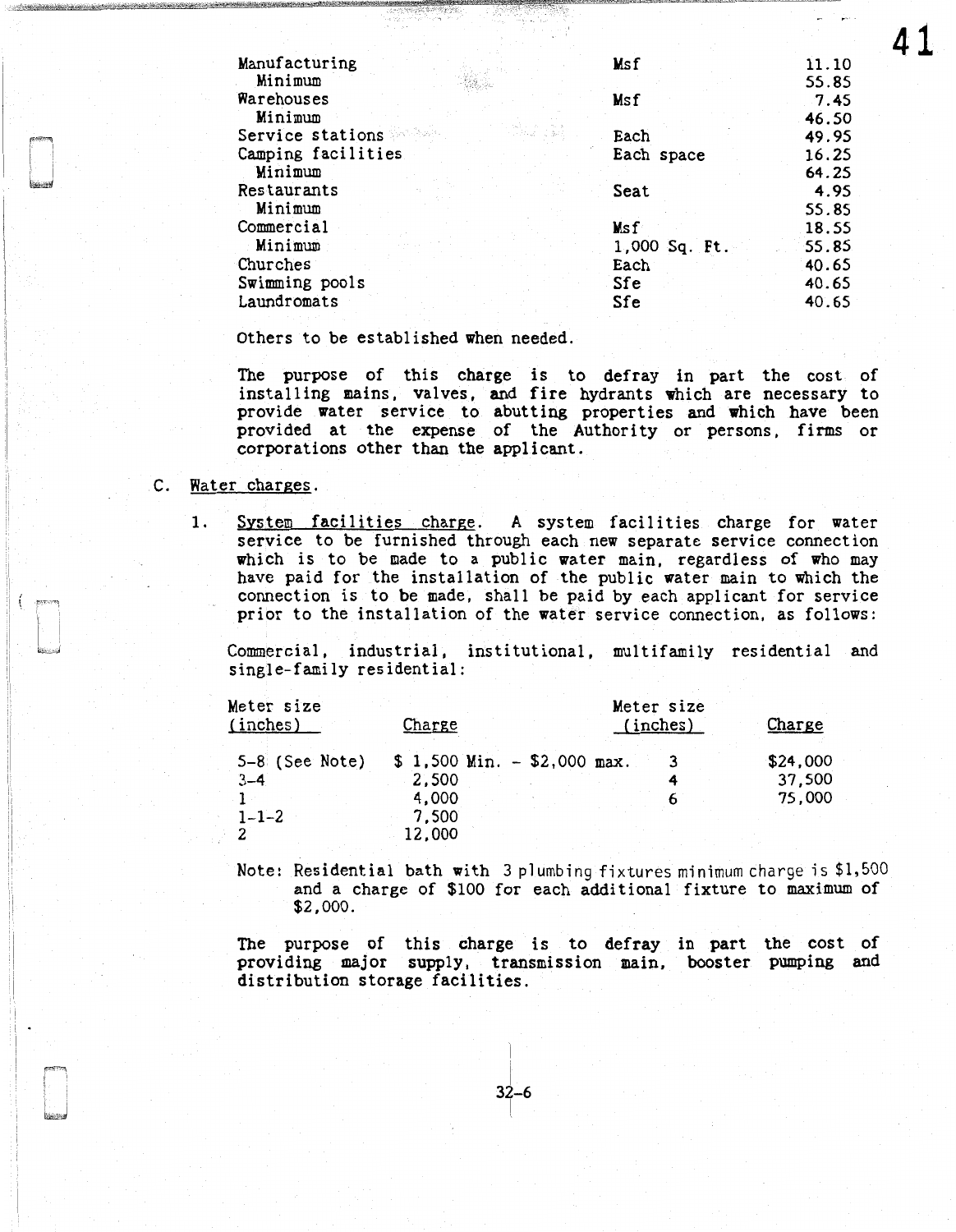| | | |
|---|---|---|
| Manufacturing | Msf | 11.10 |
| Minimum | | 55.85 |
| Warehouses | Msf | 7.45 |
| Minimum | | 46.50 |
| Service stations | Each | 49.95 |
| Camping facilities | Each space | 16.25 |
| Minimum | | 64.25 |
| Restaurants | Seat | 4.95 |
| Minimum | | 55.85 |
| Commercial | Msf | 18.55 |
| Minimum | 1,000 Sq. Ft. | 55.85 |
| Churches | Each | 40.65 |
| Swimming pools | Sfe | 40.65 |
| Laundromats | Sfe | 40.65 |

Others to be established when needed.

The purpose of this charge is to defray in part the cost of installing mains, valves, and fire hydrants which are necessary to provide water service to abutting properties and which have been provided at the expense of the Authority or persons, firms or corporations other than the applicant.

C. Water charges.

1. System facilities charge. A system facilities charge for water service to be furnished through each new separate service connection which is to be made to a public water main, regardless of who may have paid for the installation of the public water main to which the connection is to be made, shall be paid by each applicant for service prior to the installation of the water service connection, as follows:

   Commercial, industrial, institutional, multifamily residential and single-family residential:

   | Meter size (inches) | Charge | Meter size (inches) | Charge |
   |---|---|---|---|
   | 5-8 (See Note) | $ 1,500 Min. - $2,000 max. | 3 | $24,000 |
   | 3-4 | 2,500 | 4 | 37,500 |
   | 1 | 4,000 | 6 | 75,000 |
   | 1-1-2 | 7,500 | | |
   | 2 | 12,000 | | |

   Note: Residential bath with 3 plumbing fixtures minimum charge is $1,500 and a charge of $100 for each additional fixture to maximum of $2,000.

   The purpose of this charge is to defray in part the cost of providing major supply, transmission main, booster pumping and distribution storage facilities.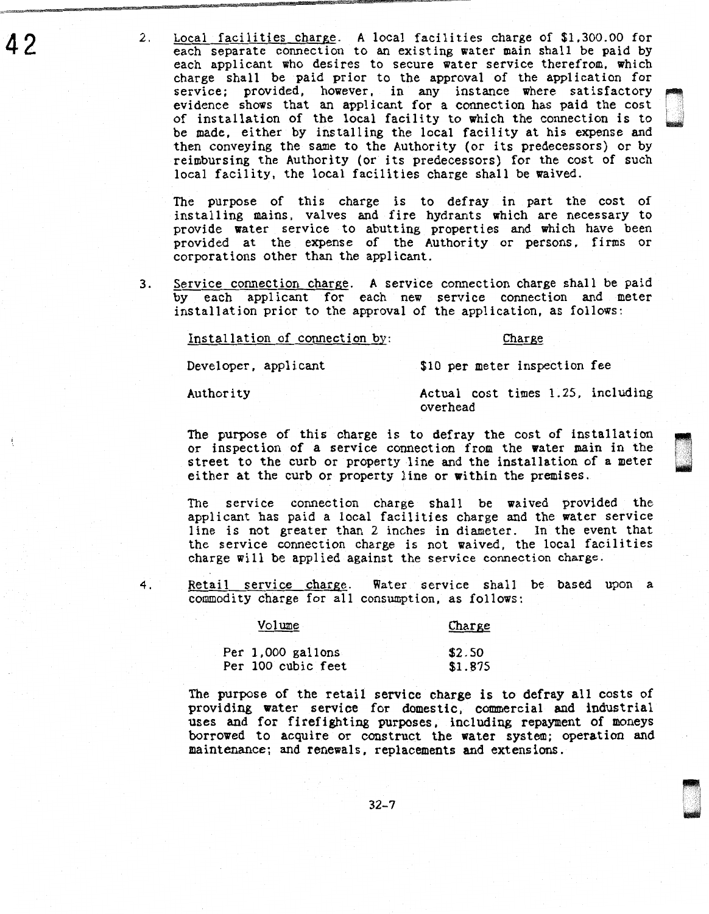2. Local facilities charge. A local facilities charge of $1,300.00 for each separate connection to an existing water main shall be paid by each applicant who desires to secure water service therefrom, which charge shall be paid prior to the approval of the application for service; provided, however, in any instance where satisfactory evidence shows that an applicant for a connection has paid the cost of installation of the local facility to which the connection is to be made, either by installing the local facility at his expense and then conveying the same to the Authority (or its predecessors) or by reimbursing the Authority (or its predecessors) for the cost of such local facility, the local facilities charge shall be waived.

   The purpose of this charge is to defray in part the cost of installing mains, valves and fire hydrants which are necessary to provide water service to abutting properties and which have been provided at the expense of the Authority or persons, firms or corporations other than the applicant.

3. Service connection charge. A service connection charge shall be paid by each applicant for each new service connection and meter installation prior to the approval of the application, as follows:

   | Installation of connection by: | Charge |
   |---|---|
   | Developer, applicant | $10 per meter inspection fee |
   | Authority | Actual cost times 1.25, including overhead |

   The purpose of this charge is to defray the cost of installation or inspection of a service connection from the water main in the street to the curb or property line and the installation of a meter either at the curb or property line or within the premises.

   The service connection charge shall be waived provided the applicant has paid a local facilities charge and the water service line is not greater than 2 inches in diameter. In the event that the service connection charge is not waived, the local facilities charge will be applied against the service connection charge.

4. Retail service charge. Water service shall be based upon a commodity charge for all consumption, as follows:

   | Volume | Charge |
   |---|---|
   | Per 1,000 gallons | $2.50 |
   | Per 100 cubic feet | $1.875 |

   The purpose of the retail service charge is to defray all costs of providing water service for domestic, commercial and industrial uses and for firefighting purposes, including repayment of moneys borrowed to acquire or construct the water system; operation and maintenance; and renewals, replacements and extensions.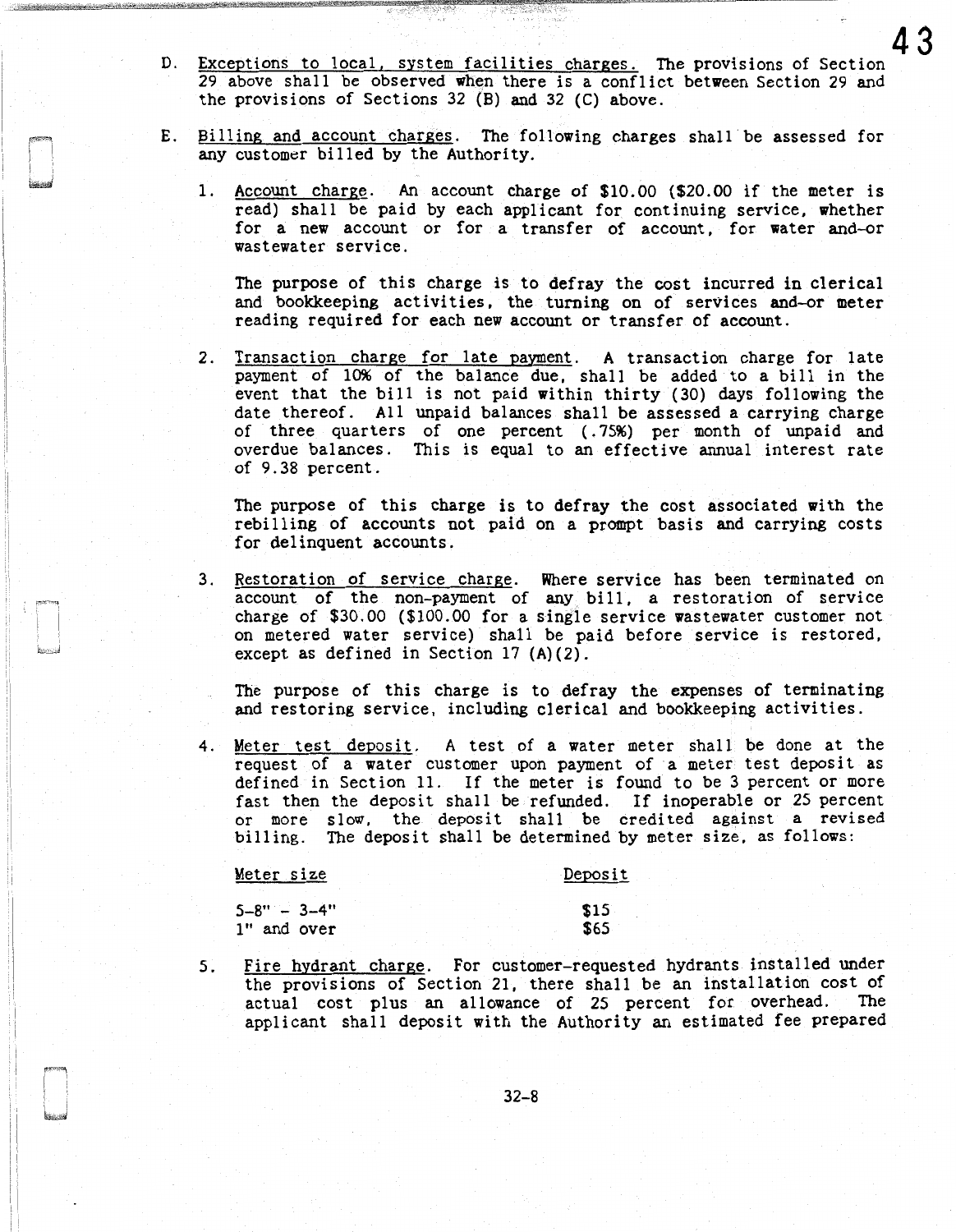D. Exceptions to local, system facilities charges. The provisions of Section 29 above shall be observed when there is a conflict between Section 29 and the provisions of Sections 32 (B) and 32 (C) above.

E. Billing and account charges. The following charges shall be assessed for any customer billed by the Authority.

1. Account charge. An account charge of $10.00 ($20.00 if the meter is read) shall be paid by each applicant for continuing service, whether for a new account or for a transfer of account, for water and-or wastewater service.

   The purpose of this charge is to defray the cost incurred in clerical and bookkeeping activities, the turning on of services and-or meter reading required for each new account or transfer of account.

2. Transaction charge for late payment. A transaction charge for late payment of 10% of the balance due, shall be added to a bill in the event that the bill is not paid within thirty (30) days following the date thereof. All unpaid balances shall be assessed a carrying charge of three quarters of one percent (.75%) per month of unpaid and overdue balances. This is equal to an effective annual interest rate of 9.38 percent.

   The purpose of this charge is to defray the cost associated with the rebilling of accounts not paid on a prompt basis and carrying costs for delinquent accounts.

3. Restoration of service charge. Where service has been terminated on account of the non-payment of any bill, a restoration of service charge of $30.00 ($100.00 for a single service wastewater customer not on metered water service) shall be paid before service is restored, except as defined in Section 17 (A)(2).

   The purpose of this charge is to defray the expenses of terminating and restoring service, including clerical and bookkeeping activities.

4. Meter test deposit. A test of a water meter shall be done at the request of a water customer upon payment of a meter test deposit as defined in Section 11. If the meter is found to be 3 percent or more fast then the deposit shall be refunded. If inoperable or 25 percent or more slow, the deposit shall be credited against a revised billing. The deposit shall be determined by meter size, as follows:

   | Meter size | Deposit |
   |---|---|
   | 5-8" - 3-4" | $15 |
   | 1" and over | $65 |

5. Fire hydrant charge. For customer-requested hydrants installed under the provisions of Section 21, there shall be an installation cost of actual cost plus an allowance of 25 percent for overhead. The applicant shall deposit with the Authority an estimated fee prepared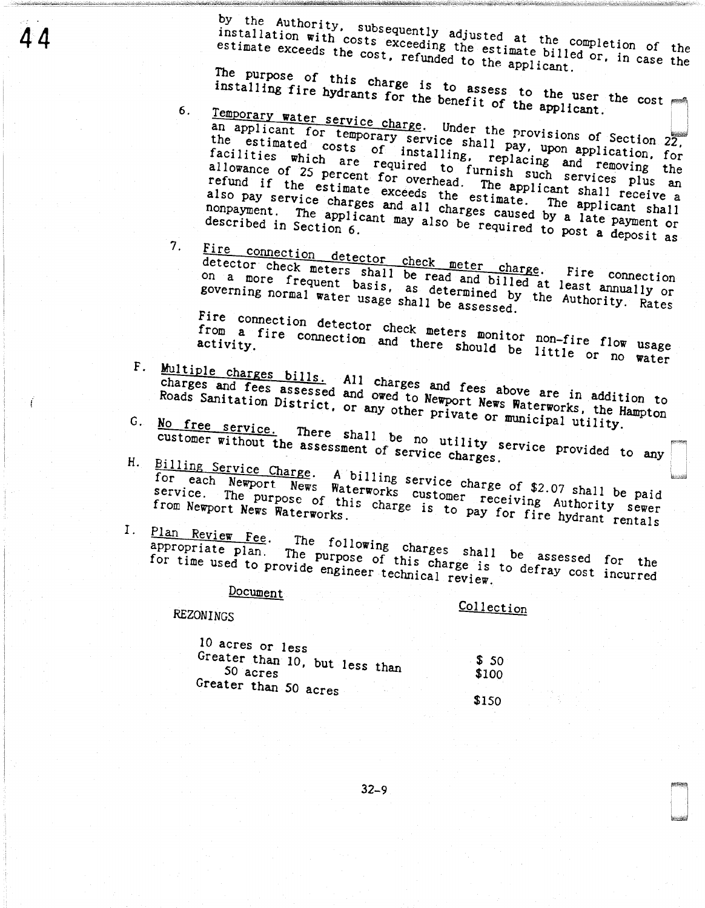by the Authority, subsequently adjusted at the completion of the installation with costs exceeding the estimate billed or, in case the estimate exceeds the cost, refunded to the applicant.

The purpose of this charge is to assess to the user the cost installing fire hydrants for the benefit of the applicant.

6. Temporary water service charge. Under the provisions of Section 22, an applicant for temporary service shall pay, upon application, the estimated costs of installing, replacing and removing the facilities which are required to furnish such services plus an allowance of 25 percent for overhead. The applicant shall receive a refund if the estimate exceeds the estimate. The applicant shall also pay service charges and all charges caused by a late payment or nonpayment. The applicant may also be required to post a deposit as described in Section 6.

7. Fire connection detector check meter charge. Fire connection detector check meters shall be read and billed at least annually or on a more frequent basis, as determined by the Authority. Rates governing normal water usage shall be assessed.

   Fire connection detector check meters monitor non-fire flow usage from a fire connection and there should be little or no water activity.

F. Multiple charges bills. All charges and fees above are in addition to charges and fees assessed and owed to Newport News Waterworks, the Hampton Roads Sanitation District, or any other private or municipal utility.

G. No free service. There shall be no utility service provided to any customer without the assessment of service charges.

H. Billing Service Charge. A billing service charge of $2.07 shall be paid for each Newport News Waterworks customer receiving Authority sewer service. The purpose of this charge is to pay for fire hydrant rentals from Newport News Waterworks.

I. Plan Review Fee. The following charges shall be assessed for the appropriate plan. The purpose of this charge is to defray cost incurred for time used to provide engineer technical review.

| Document | Collection |
|---|---|
| REZONINGS | |
| 10 acres or less | $ 50 |
| Greater than 10, but less than 50 acres | $100 |
| Greater than 50 acres | $150 |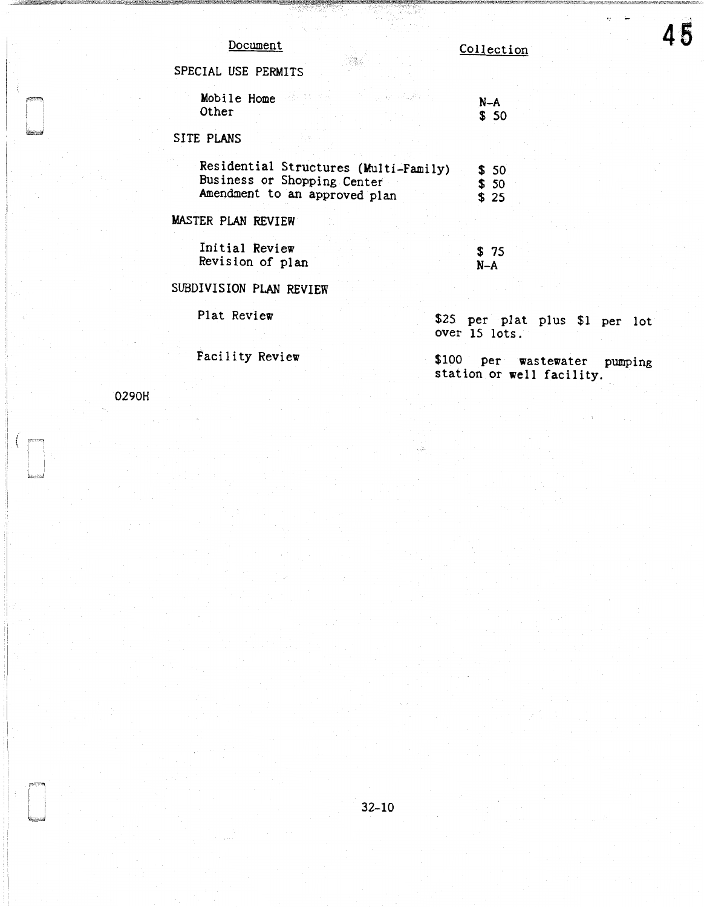| Document | Collection |
|---|---|
| SPECIAL USE PERMITS | |
| Mobile Home | N-A |
| Other | $ 50 |
| SITE PLANS | |
| Residential Structures (Multi-Family) | $ 50 |
| Business or Shopping Center | $ 50 |
| Amendment to an approved plan | $ 25 |
| MASTER PLAN REVIEW | |
| Initial Review | $ 75 |
| Revision of plan | N-A |
| SUBDIVISION PLAN REVIEW | |
| Plat Review | $25 per plat plus $1 per lot over 15 lots. |
| Facility Review | $100 per wastewater pumping station or well facility. |

0290H